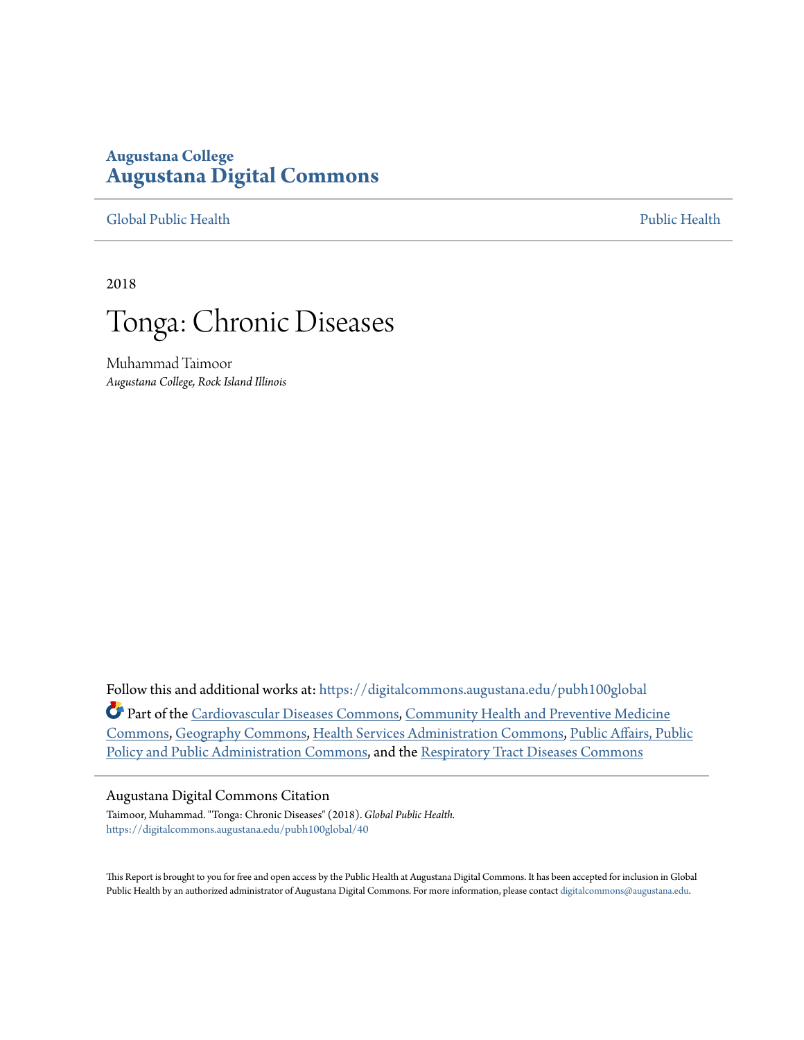Augustana College

**Augustana Digital Commons**

Global Public Health | Public Health

2018

# Tonga: Chronic Diseases

Muhammad Taimoor

*Augustana College, Rock Island Illinois*

Follow this and additional works at: https://digitalcommons.augustana.edu/pubh100global

Part of the Cardiovascular Diseases Commons, Community Health and Preventive Medicine Commons, Geography Commons, Health Services Administration Commons, Public Affairs, Public Policy and Public Administration Commons, and the Respiratory Tract Diseases Commons

## Augustana Digital Commons Citation

Taimoor, Muhammad. "Tonga: Chronic Diseases" (2018). *Global Public Health.*
https://digitalcommons.augustana.edu/pubh100global/40

This Report is brought to you for free and open access by the Public Health at Augustana Digital Commons. It has been accepted for inclusion in Global Public Health by an authorized administrator of Augustana Digital Commons. For more information, please contact digitalcommons@augustana.edu.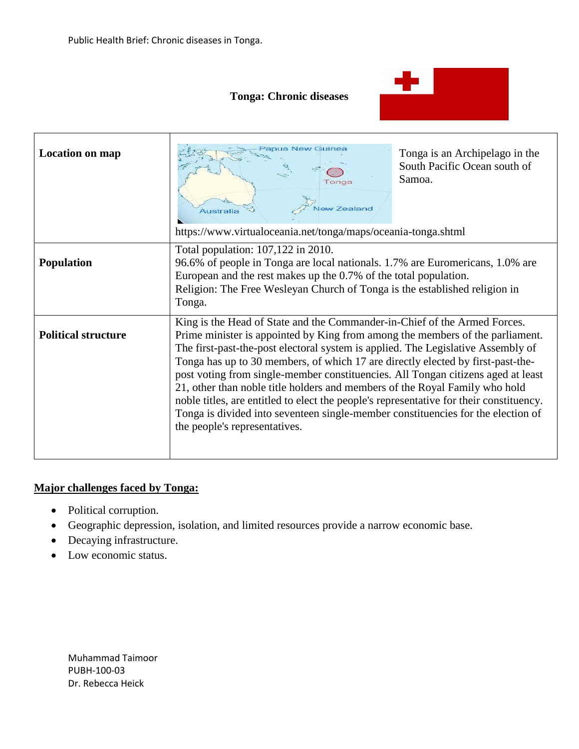Public Health Brief: Chronic diseases in Tonga.

**Tonga: Chronic diseases**

| | |
|---|---|
| **Location on map** | Tonga is an Archipelago in the South Pacific Ocean south of Samoa.<br>https://www.virtualoceania.net/tonga/maps/oceania-tonga.shtml |
| **Population** | Total population: 107,122 in 2010.<br>96.6% of people in Tonga are local nationals. 1.7% are Euromericans, 1.0% are European and the rest makes up the 0.7% of the total population.<br>Religion: The Free Wesleyan Church of Tonga is the established religion in Tonga. |
| **Political structure** | King is the Head of State and the Commander-in-Chief of the Armed Forces. Prime minister is appointed by King from among the members of the parliament. The first-past-the-post electoral system is applied. The Legislative Assembly of Tonga has up to 30 members, of which 17 are directly elected by first-past-the-post voting from single-member constituencies. All Tongan citizens aged at least 21, other than noble title holders and members of the Royal Family who hold noble titles, are entitled to elect the people's representative for their constituency. Tonga is divided into seventeen single-member constituencies for the election of the people's representatives. |

**Major challenges faced by Tonga:**

- Political corruption.
- Geographic depression, isolation, and limited resources provide a narrow economic base.
- Decaying infrastructure.
- Low economic status.

Muhammad Taimoor
PUBH-100-03
Dr. Rebecca Heick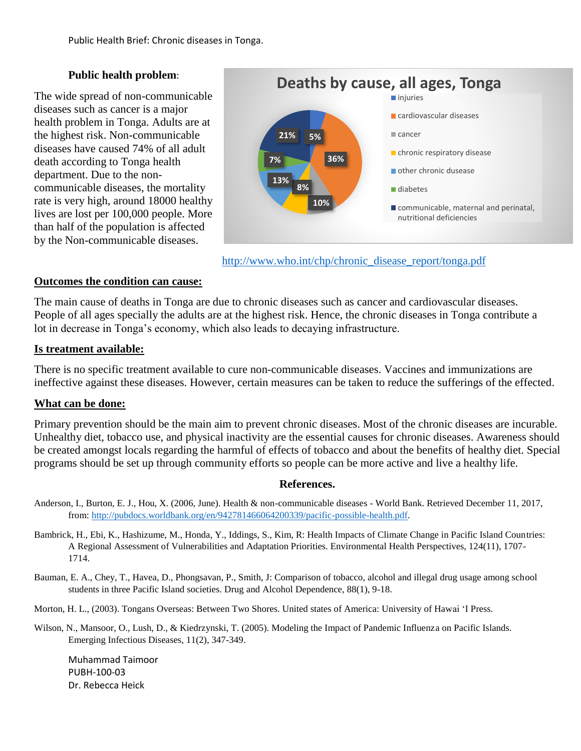Public Health Brief: Chronic diseases in Tonga.

**Public health problem**:

The wide spread of non-communicable diseases such as cancer is a major health problem in Tonga. Adults are at the highest risk. Non-communicable diseases have caused 74% of all adult death according to Tonga health department. Due to the non-communicable diseases, the mortality rate is very high, around 18000 healthy lives are lost per 100,000 people. More than half of the population is affected by the Non-communicable diseases.

Deaths by cause, all ages, Tonga

injuries
cardiovascular diseases
cancer
chronic respiratory disease
other chronic dusease
diabetes
communicable, maternal and perinatal, nutritional deficiencies

5%
36%
10%
8%
13%
7%
21%

http://www.who.int/chp/chronic_disease_report/tonga.pdf

## Outcomes the condition can cause:

The main cause of deaths in Tonga are due to chronic diseases such as cancer and cardiovascular diseases. People of all ages specially the adults are at the highest risk. Hence, the chronic diseases in Tonga contribute a lot in decrease in Tonga's economy, which also leads to decaying infrastructure.

## Is treatment available:

There is no specific treatment available to cure non-communicable diseases. Vaccines and immunizations are ineffective against these diseases. However, certain measures can be taken to reduce the sufferings of the effected.

## What can be done:

Primary prevention should be the main aim to prevent chronic diseases. Most of the chronic diseases are incurable. Unhealthy diet, tobacco use, and physical inactivity are the essential causes for chronic diseases. Awareness should be created amongst locals regarding the harmful of effects of tobacco and about the benefits of healthy diet. Special programs should be set up through community efforts so people can be more active and live a healthy life.

## References.

Anderson, I., Burton, E. J., Hou, X. (2006, June). Health & non-communicable diseases - World Bank. Retrieved December 11, 2017, from: http://pubdocs.worldbank.org/en/942781466064200339/pacific-possible-health.pdf.

Bambrick, H., Ebi, K., Hashizume, M., Honda, Y., Iddings, S., Kim, R: Health Impacts of Climate Change in Pacific Island Countries: A Regional Assessment of Vulnerabilities and Adaptation Priorities. Environmental Health Perspectives, 124(11), 1707-1714.

Bauman, E. A., Chey, T., Havea, D., Phongsavan, P., Smith, J: Comparison of tobacco, alcohol and illegal drug usage among school students in three Pacific Island societies. Drug and Alcohol Dependence, 88(1), 9-18.

Morton, H. L., (2003). Tongans Overseas: Between Two Shores. United states of America: University of Hawai 'I Press.

Wilson, N., Mansoor, O., Lush, D., & Kiedrzynski, T. (2005). Modeling the Impact of Pandemic Influenza on Pacific Islands. Emerging Infectious Diseases, 11(2), 347-349.

Muhammad Taimoor
PUBH-100-03
Dr. Rebecca Heick